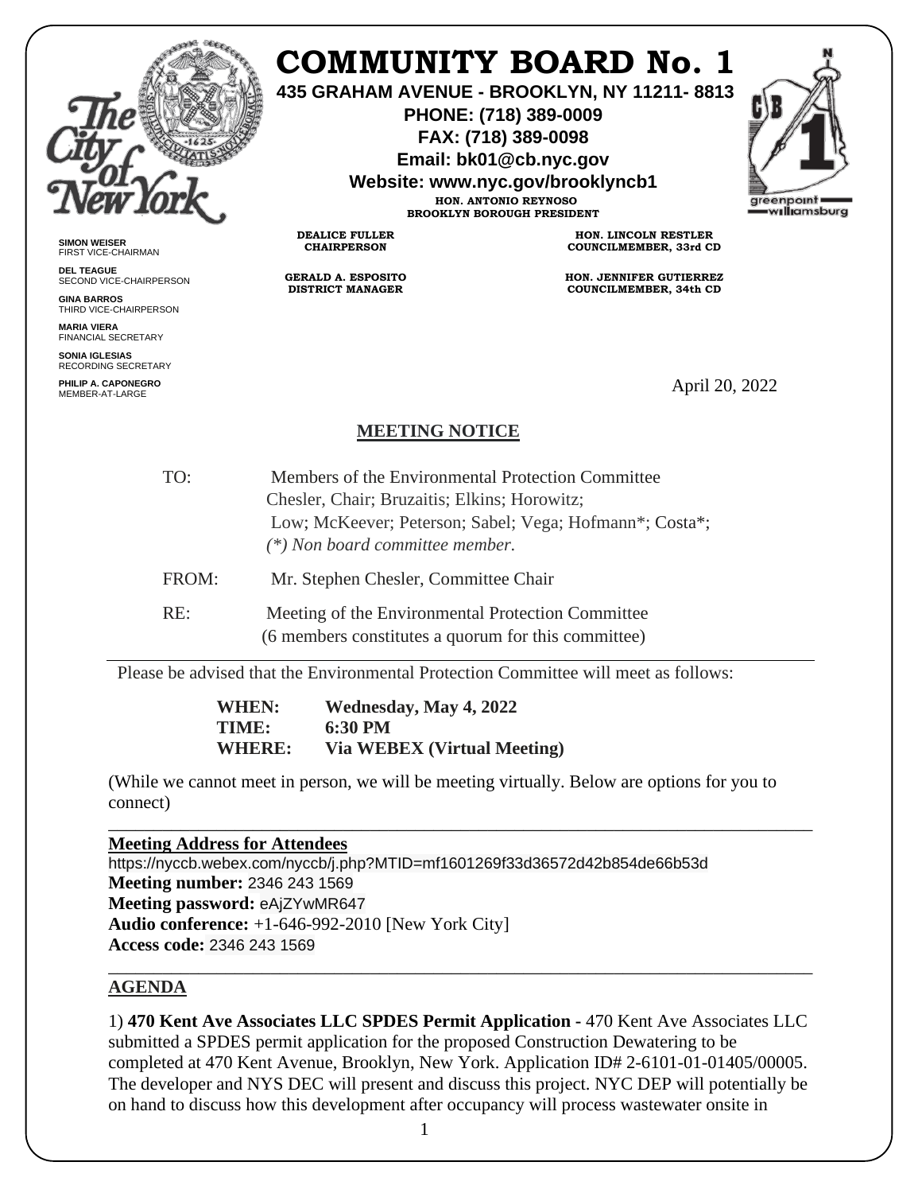# COMMUNITY BOARD No. 1

**435 GRAHAM AVENUE - BROOKLYN, NY 11211- 8813**
**PHONE: (718) 389-0009**
**FAX: (718) 389-0098**
**Email: bk01@cb.nyc.gov**
**Website: www.nyc.gov/brooklyncb1**

**HON. ANTONIO REYNOSO**
**BROOKLYN BOROUGH PRESIDENT**

**DEALICE FULLER**
**CHAIRPERSON**

**GERALD A. ESPOSITO**
**DISTRICT MANAGER**

**HON. LINCOLN RESTLER**
**COUNCILMEMBER, 33rd CD**

**HON. JENNIFER GUTIERREZ**
**COUNCILMEMBER, 34th CD**

**SIMON WEISER**
FIRST VICE-CHAIRMAN

**DEL TEAGUE**
SECOND VICE-CHAIRPERSON

**GINA BARROS**
THIRD VICE-CHAIRPERSON

**MARIA VIERA**
FINANCIAL SECRETARY

**SONIA IGLESIAS**
RECORDING SECRETARY

**PHILIP A. CAPONEGRO**
MEMBER-AT-LARGE

April 20, 2022

## MEETING NOTICE

TO: Members of the Environmental Protection Committee
Chesler, Chair; Bruzaitis; Elkins; Horowitz;
Low; McKeever; Peterson; Sabel; Vega; Hofmann*; Costa*;
*(*) Non board committee member.*

FROM: Mr. Stephen Chesler, Committee Chair

RE: Meeting of the Environmental Protection Committee
(6 members constitutes a quorum for this committee)

---

Please be advised that the Environmental Protection Committee will meet as follows:

**WHEN:** **Wednesday, May 4, 2022**
**TIME:** **6:30 PM**
**WHERE:** **Via WEBEX (Virtual Meeting)**

(While we cannot meet in person, we will be meeting virtually. Below are options for you to connect)

---

**Meeting Address for Attendees**
https://nyccb.webex.com/nyccb/j.php?MTID=mf1601269f33d36572d42b854de66b53d
**Meeting number:** 2346 243 1569
**Meeting password:** eAjZYwMR647
**Audio conference:** +1-646-992-2010 [New York City]
**Access code:** 2346 243 1569

---

**AGENDA**

1) **470 Kent Ave Associates LLC SPDES Permit Application -** 470 Kent Ave Associates LLC submitted a SPDES permit application for the proposed Construction Dewatering to be completed at 470 Kent Avenue, Brooklyn, New York. Application ID# 2-6101-01-01405/00005. The developer and NYS DEC will present and discuss this project. NYC DEP will potentially be on hand to discuss how this development after occupancy will process wastewater onsite in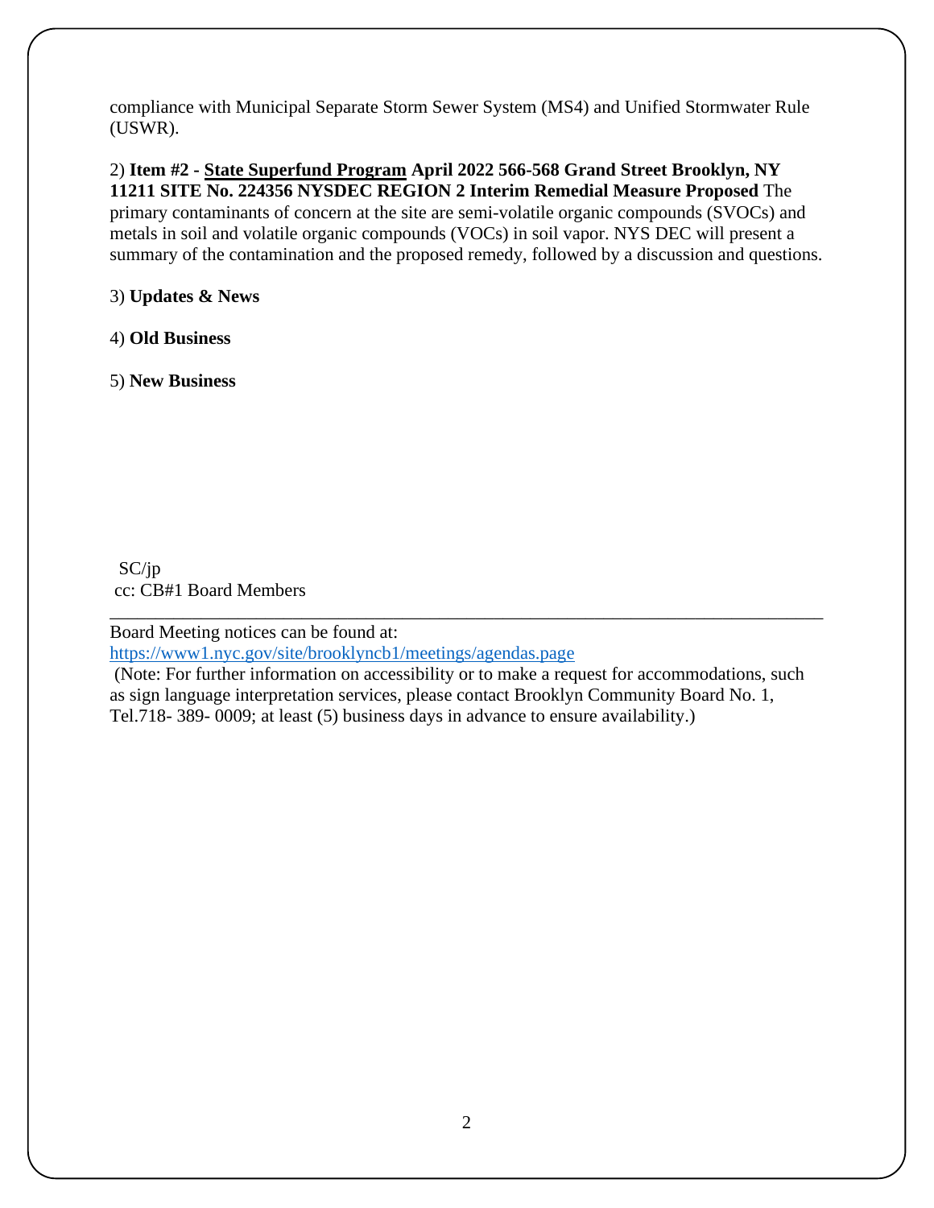compliance with Municipal Separate Storm Sewer System (MS4) and Unified Stormwater Rule (USWR).

2) **Item #2 - <u>State Superfund Program</u> April 2022 566-568 Grand Street Brooklyn, NY 11211 SITE No. 224356 NYSDEC REGION 2 Interim Remedial Measure Proposed** The primary contaminants of concern at the site are semi-volatile organic compounds (SVOCs) and metals in soil and volatile organic compounds (VOCs) in soil vapor. NYS DEC will present a summary of the contamination and the proposed remedy, followed by a discussion and questions.

3) **Updates & News**

4) **Old Business**

5) **New Business**

SC/jp
cc: CB#1 Board Members

---

Board Meeting notices can be found at:
https://www1.nyc.gov/site/brooklyncb1/meetings/agendas.page
(Note: For further information on accessibility or to make a request for accommodations, such as sign language interpretation services, please contact Brooklyn Community Board No. 1, Tel.718- 389- 0009; at least (5) business days in advance to ensure availability.)